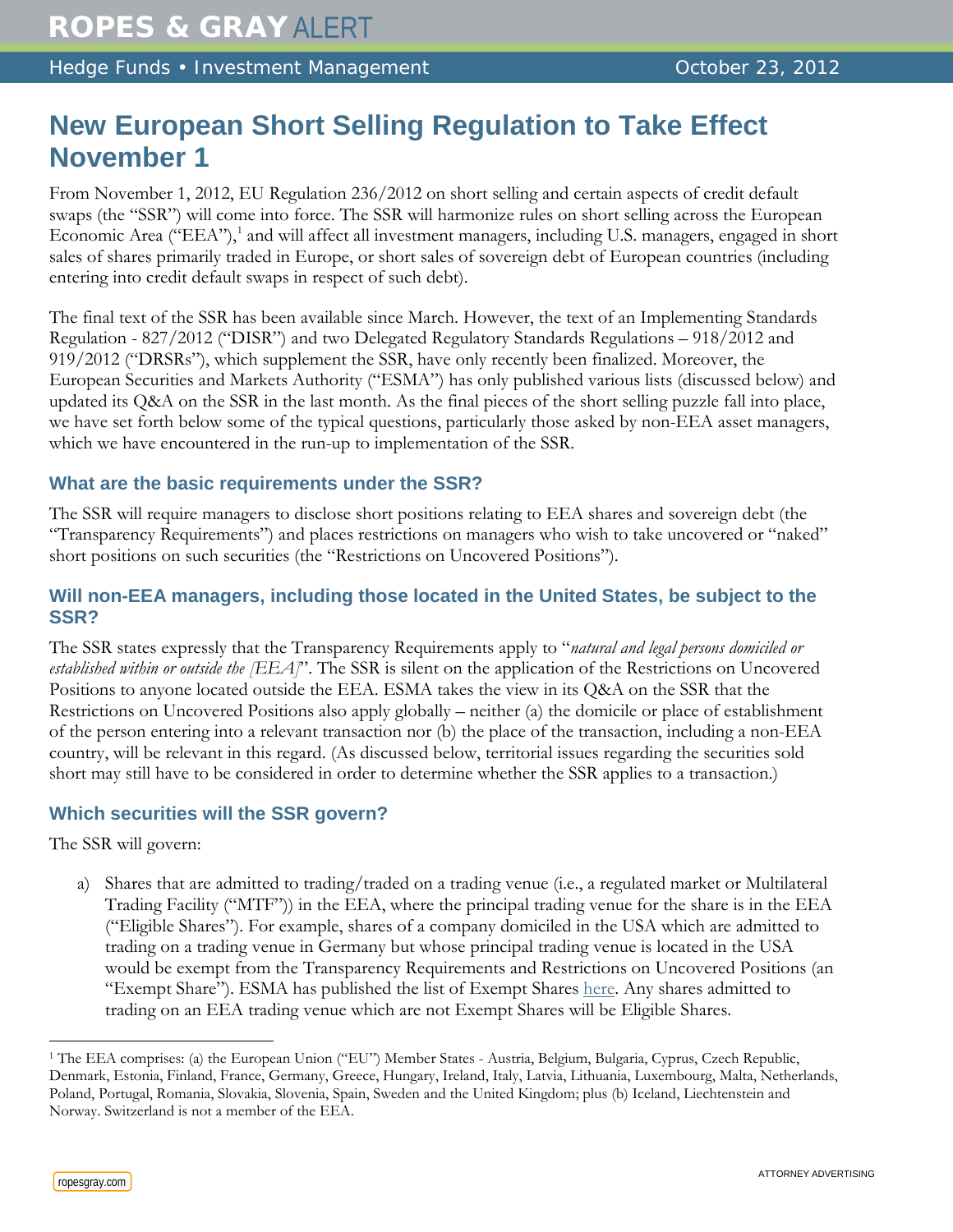ROPES & GRAY ALERT

Hedge Funds • Investment Management — October 23, 2012

# New European Short Selling Regulation to Take Effect November 1

From November 1, 2012, EU Regulation 236/2012 on short selling and certain aspects of credit default swaps (the "SSR") will come into force. The SSR will harmonize rules on short selling across the European Economic Area ("EEA"),[1] and will affect all investment managers, including U.S. managers, engaged in short sales of shares primarily traded in Europe, or short sales of sovereign debt of European countries (including entering into credit default swaps in respect of such debt).

The final text of the SSR has been available since March. However, the text of an Implementing Standards Regulation - 827/2012 ("DISR") and two Delegated Regulatory Standards Regulations – 918/2012 and 919/2012 ("DRSRs"), which supplement the SSR, have only recently been finalized. Moreover, the European Securities and Markets Authority ("ESMA") has only published various lists (discussed below) and updated its Q&A on the SSR in the last month. As the final pieces of the short selling puzzle fall into place, we have set forth below some of the typical questions, particularly those asked by non-EEA asset managers, which we have encountered in the run-up to implementation of the SSR.

### What are the basic requirements under the SSR?

The SSR will require managers to disclose short positions relating to EEA shares and sovereign debt (the "Transparency Requirements") and places restrictions on managers who wish to take uncovered or "naked" short positions on such securities (the "Restrictions on Uncovered Positions").

### Will non-EEA managers, including those located in the United States, be subject to the SSR?

The SSR states expressly that the Transparency Requirements apply to "*natural and legal persons domiciled or established within or outside the [EEA]*". The SSR is silent on the application of the Restrictions on Uncovered Positions to anyone located outside the EEA. ESMA takes the view in its Q&A on the SSR that the Restrictions on Uncovered Positions also apply globally – neither (a) the domicile or place of establishment of the person entering into a relevant transaction nor (b) the place of the transaction, including a non-EEA country, will be relevant in this regard. (As discussed below, territorial issues regarding the securities sold short may still have to be considered in order to determine whether the SSR applies to a transaction.)

### Which securities will the SSR govern?

The SSR will govern:

a) Shares that are admitted to trading/traded on a trading venue (i.e., a regulated market or Multilateral Trading Facility ("MTF")) in the EEA, where the principal trading venue for the share is in the EEA ("Eligible Shares"). For example, shares of a company domiciled in the USA which are admitted to trading on a trading venue in Germany but whose principal trading venue is located in the USA would be exempt from the Transparency Requirements and Restrictions on Uncovered Positions (an "Exempt Share"). ESMA has published the list of Exempt Shares here. Any shares admitted to trading on an EEA trading venue which are not Exempt Shares will be Eligible Shares.

[1] The EEA comprises: (a) the European Union ("EU") Member States - Austria, Belgium, Bulgaria, Cyprus, Czech Republic, Denmark, Estonia, Finland, France, Germany, Greece, Hungary, Ireland, Italy, Latvia, Lithuania, Luxembourg, Malta, Netherlands, Poland, Portugal, Romania, Slovakia, Slovenia, Spain, Sweden and the United Kingdom; plus (b) Iceland, Liechtenstein and Norway. Switzerland is not a member of the EEA.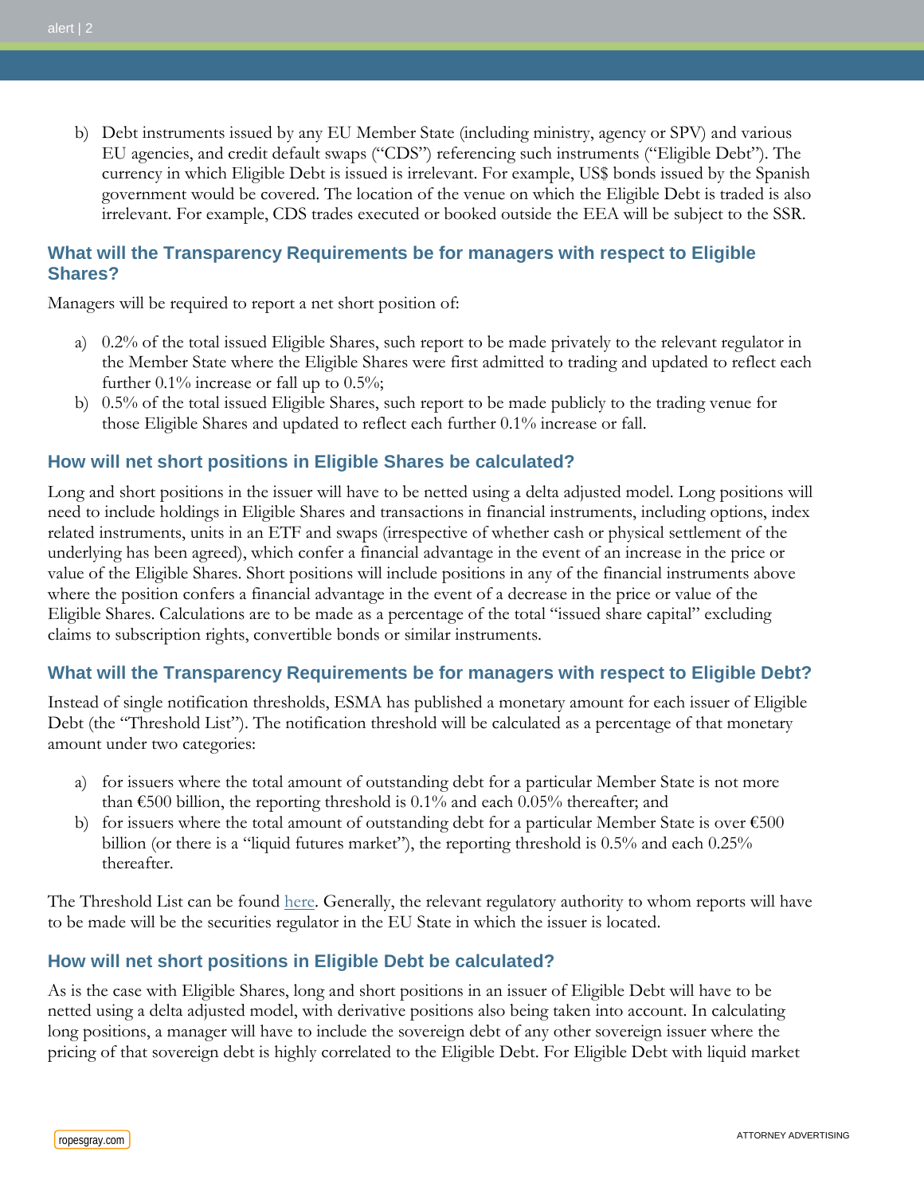b) Debt instruments issued by any EU Member State (including ministry, agency or SPV) and various EU agencies, and credit default swaps ("CDS") referencing such instruments ("Eligible Debt"). The currency in which Eligible Debt is issued is irrelevant. For example, US$ bonds issued by the Spanish government would be covered. The location of the venue on which the Eligible Debt is traded is also irrelevant. For example, CDS trades executed or booked outside the EEA will be subject to the SSR.

## What will the Transparency Requirements be for managers with respect to Eligible Shares?

Managers will be required to report a net short position of:

a) 0.2% of the total issued Eligible Shares, such report to be made privately to the relevant regulator in the Member State where the Eligible Shares were first admitted to trading and updated to reflect each further 0.1% increase or fall up to 0.5%;
b) 0.5% of the total issued Eligible Shares, such report to be made publicly to the trading venue for those Eligible Shares and updated to reflect each further 0.1% increase or fall.

## How will net short positions in Eligible Shares be calculated?

Long and short positions in the issuer will have to be netted using a delta adjusted model. Long positions will need to include holdings in Eligible Shares and transactions in financial instruments, including options, index related instruments, units in an ETF and swaps (irrespective of whether cash or physical settlement of the underlying has been agreed), which confer a financial advantage in the event of an increase in the price or value of the Eligible Shares. Short positions will include positions in any of the financial instruments above where the position confers a financial advantage in the event of a decrease in the price or value of the Eligible Shares. Calculations are to be made as a percentage of the total "issued share capital" excluding claims to subscription rights, convertible bonds or similar instruments.

## What will the Transparency Requirements be for managers with respect to Eligible Debt?

Instead of single notification thresholds, ESMA has published a monetary amount for each issuer of Eligible Debt (the "Threshold List"). The notification threshold will be calculated as a percentage of that monetary amount under two categories:

a) for issuers where the total amount of outstanding debt for a particular Member State is not more than €500 billion, the reporting threshold is 0.1% and each 0.05% thereafter; and
b) for issuers where the total amount of outstanding debt for a particular Member State is over €500 billion (or there is a "liquid futures market"), the reporting threshold is 0.5% and each 0.25% thereafter.

The Threshold List can be found here. Generally, the relevant regulatory authority to whom reports will have to be made will be the securities regulator in the EU State in which the issuer is located.

## How will net short positions in Eligible Debt be calculated?

As is the case with Eligible Shares, long and short positions in an issuer of Eligible Debt will have to be netted using a delta adjusted model, with derivative positions also being taken into account. In calculating long positions, a manager will have to include the sovereign debt of any other sovereign issuer where the pricing of that sovereign debt is highly correlated to the Eligible Debt. For Eligible Debt with liquid market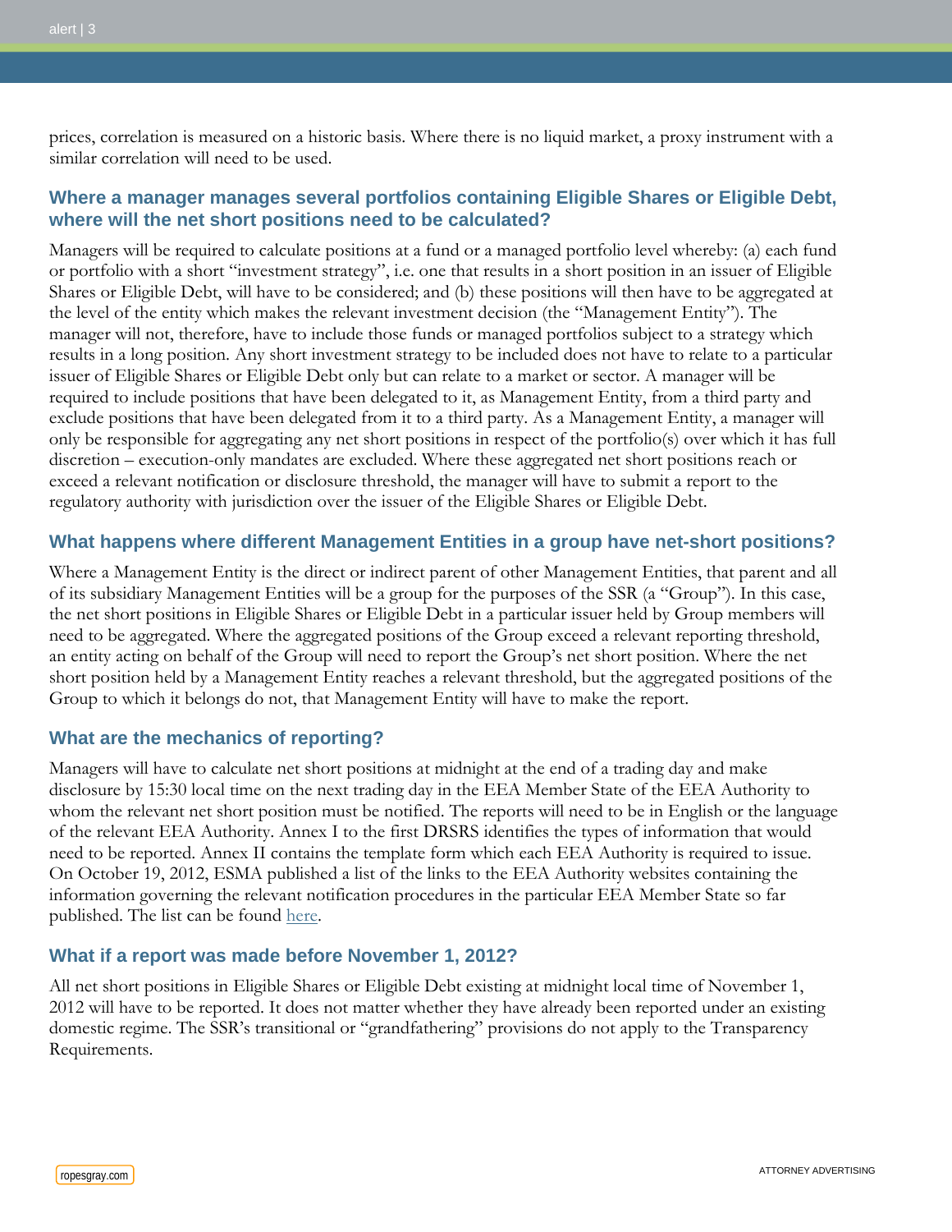prices, correlation is measured on a historic basis. Where there is no liquid market, a proxy instrument with a similar correlation will need to be used.

### Where a manager manages several portfolios containing Eligible Shares or Eligible Debt, where will the net short positions need to be calculated?

Managers will be required to calculate positions at a fund or a managed portfolio level whereby: (a) each fund or portfolio with a short "investment strategy", i.e. one that results in a short position in an issuer of Eligible Shares or Eligible Debt, will have to be considered; and (b) these positions will then have to be aggregated at the level of the entity which makes the relevant investment decision (the "Management Entity"). The manager will not, therefore, have to include those funds or managed portfolios subject to a strategy which results in a long position. Any short investment strategy to be included does not have to relate to a particular issuer of Eligible Shares or Eligible Debt only but can relate to a market or sector. A manager will be required to include positions that have been delegated to it, as Management Entity, from a third party and exclude positions that have been delegated from it to a third party. As a Management Entity, a manager will only be responsible for aggregating any net short positions in respect of the portfolio(s) over which it has full discretion – execution-only mandates are excluded. Where these aggregated net short positions reach or exceed a relevant notification or disclosure threshold, the manager will have to submit a report to the regulatory authority with jurisdiction over the issuer of the Eligible Shares or Eligible Debt.

### What happens where different Management Entities in a group have net-short positions?

Where a Management Entity is the direct or indirect parent of other Management Entities, that parent and all of its subsidiary Management Entities will be a group for the purposes of the SSR (a "Group"). In this case, the net short positions in Eligible Shares or Eligible Debt in a particular issuer held by Group members will need to be aggregated. Where the aggregated positions of the Group exceed a relevant reporting threshold, an entity acting on behalf of the Group will need to report the Group's net short position. Where the net short position held by a Management Entity reaches a relevant threshold, but the aggregated positions of the Group to which it belongs do not, that Management Entity will have to make the report.

### What are the mechanics of reporting?

Managers will have to calculate net short positions at midnight at the end of a trading day and make disclosure by 15:30 local time on the next trading day in the EEA Member State of the EEA Authority to whom the relevant net short position must be notified. The reports will need to be in English or the language of the relevant EEA Authority. Annex I to the first DRSRS identifies the types of information that would need to be reported. Annex II contains the template form which each EEA Authority is required to issue. On October 19, 2012, ESMA published a list of the links to the EEA Authority websites containing the information governing the relevant notification procedures in the particular EEA Member State so far published. The list can be found here.

### What if a report was made before November 1, 2012?

All net short positions in Eligible Shares or Eligible Debt existing at midnight local time of November 1, 2012 will have to be reported. It does not matter whether they have already been reported under an existing domestic regime. The SSR's transitional or "grandfathering" provisions do not apply to the Transparency Requirements.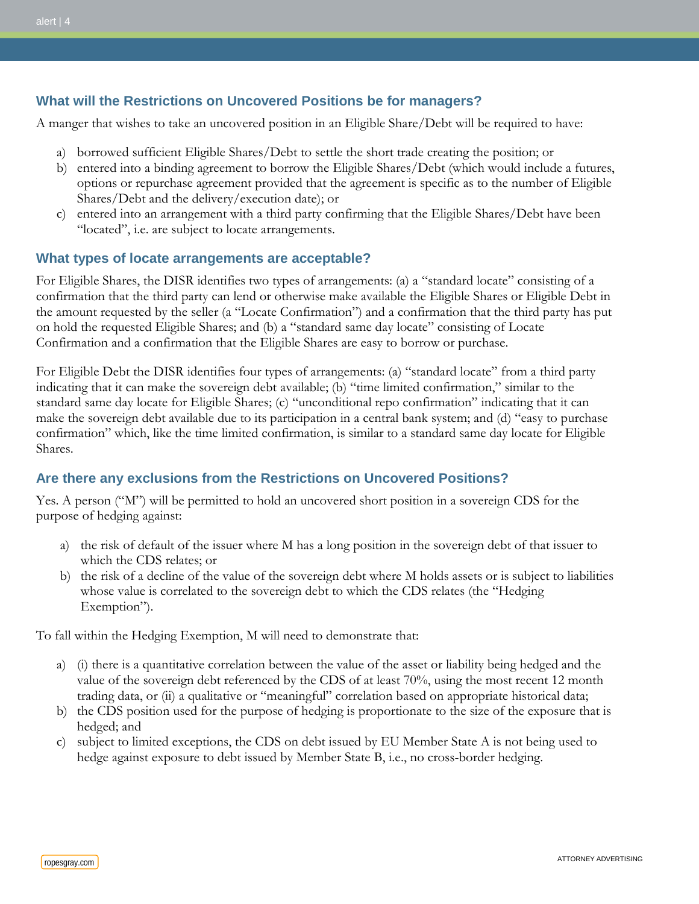### What will the Restrictions on Uncovered Positions be for managers?

A manger that wishes to take an uncovered position in an Eligible Share/Debt will be required to have:

a) borrowed sufficient Eligible Shares/Debt to settle the short trade creating the position; or
b) entered into a binding agreement to borrow the Eligible Shares/Debt (which would include a futures, options or repurchase agreement provided that the agreement is specific as to the number of Eligible Shares/Debt and the delivery/execution date); or
c) entered into an arrangement with a third party confirming that the Eligible Shares/Debt have been "located", i.e. are subject to locate arrangements.

### What types of locate arrangements are acceptable?

For Eligible Shares, the DISR identifies two types of arrangements: (a) a "standard locate" consisting of a confirmation that the third party can lend or otherwise make available the Eligible Shares or Eligible Debt in the amount requested by the seller (a "Locate Confirmation") and a confirmation that the third party has put on hold the requested Eligible Shares; and (b) a "standard same day locate" consisting of Locate Confirmation and a confirmation that the Eligible Shares are easy to borrow or purchase.

For Eligible Debt the DISR identifies four types of arrangements: (a) "standard locate" from a third party indicating that it can make the sovereign debt available; (b) "time limited confirmation," similar to the standard same day locate for Eligible Shares; (c) "unconditional repo confirmation" indicating that it can make the sovereign debt available due to its participation in a central bank system; and (d) "easy to purchase confirmation" which, like the time limited confirmation, is similar to a standard same day locate for Eligible Shares.

### Are there any exclusions from the Restrictions on Uncovered Positions?

Yes. A person ("M") will be permitted to hold an uncovered short position in a sovereign CDS for the purpose of hedging against:

a) the risk of default of the issuer where M has a long position in the sovereign debt of that issuer to which the CDS relates; or
b) the risk of a decline of the value of the sovereign debt where M holds assets or is subject to liabilities whose value is correlated to the sovereign debt to which the CDS relates (the "Hedging Exemption").

To fall within the Hedging Exemption, M will need to demonstrate that:

a) (i) there is a quantitative correlation between the value of the asset or liability being hedged and the value of the sovereign debt referenced by the CDS of at least 70%, using the most recent 12 month trading data, or (ii) a qualitative or "meaningful" correlation based on appropriate historical data;
b) the CDS position used for the purpose of hedging is proportionate to the size of the exposure that is hedged; and
c) subject to limited exceptions, the CDS on debt issued by EU Member State A is not being used to hedge against exposure to debt issued by Member State B, i.e., no cross-border hedging.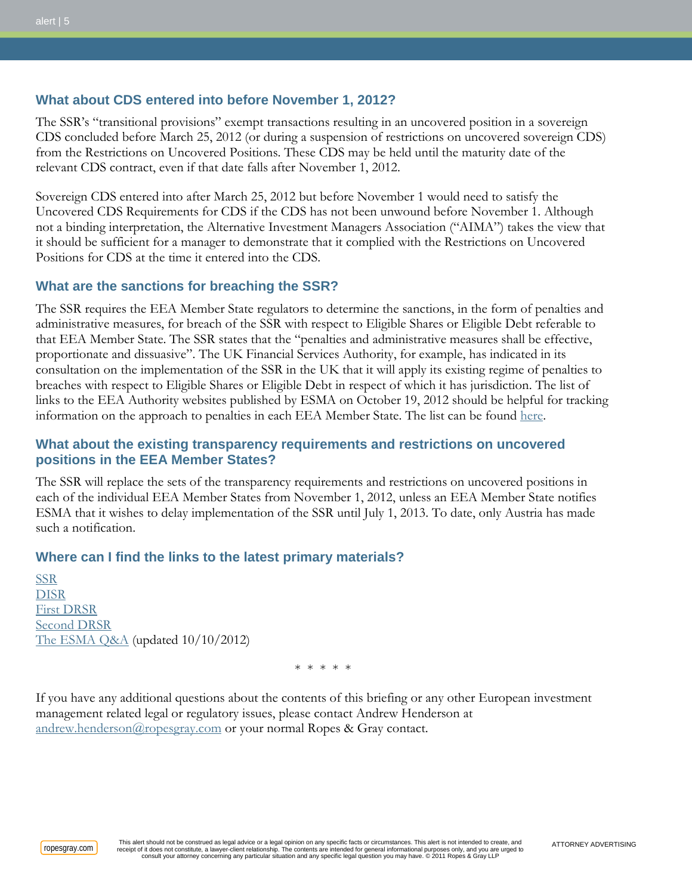### What about CDS entered into before November 1, 2012?

The SSR's "transitional provisions" exempt transactions resulting in an uncovered position in a sovereign CDS concluded before March 25, 2012 (or during a suspension of restrictions on uncovered sovereign CDS) from the Restrictions on Uncovered Positions. These CDS may be held until the maturity date of the relevant CDS contract, even if that date falls after November 1, 2012.

Sovereign CDS entered into after March 25, 2012 but before November 1 would need to satisfy the Uncovered CDS Requirements for CDS if the CDS has not been unwound before November 1. Although not a binding interpretation, the Alternative Investment Managers Association ("AIMA") takes the view that it should be sufficient for a manager to demonstrate that it complied with the Restrictions on Uncovered Positions for CDS at the time it entered into the CDS.

### What are the sanctions for breaching the SSR?

The SSR requires the EEA Member State regulators to determine the sanctions, in the form of penalties and administrative measures, for breach of the SSR with respect to Eligible Shares or Eligible Debt referable to that EEA Member State. The SSR states that the "penalties and administrative measures shall be effective, proportionate and dissuasive". The UK Financial Services Authority, for example, has indicated in its consultation on the implementation of the SSR in the UK that it will apply its existing regime of penalties to breaches with respect to Eligible Shares or Eligible Debt in respect of which it has jurisdiction. The list of links to the EEA Authority websites published by ESMA on October 19, 2012 should be helpful for tracking information on the approach to penalties in each EEA Member State. The list can be found here.

### What about the existing transparency requirements and restrictions on uncovered positions in the EEA Member States?

The SSR will replace the sets of the transparency requirements and restrictions on uncovered positions in each of the individual EEA Member States from November 1, 2012, unless an EEA Member State notifies ESMA that it wishes to delay implementation of the SSR until July 1, 2013. To date, only Austria has made such a notification.

### Where can I find the links to the latest primary materials?

SSR
DISR
First DRSR
Second DRSR
The ESMA Q&A (updated 10/10/2012)

\* \* \* \* \*

If you have any additional questions about the contents of this briefing or any other European investment management related legal or regulatory issues, please contact Andrew Henderson at andrew.henderson@ropesgray.com or your normal Ropes & Gray contact.

ropesgray.com

This alert should not be construed as legal advice or a legal opinion on any specific facts or circumstances. This alert is not intended to create, and receipt of it does not constitute, a lawyer-client relationship. The contents are intended for general informational purposes only, and you are urged to consult your attorney concerning any particular situation and any specific legal question you may have. © 2011 Ropes & Gray LLP

ATTORNEY ADVERTISING